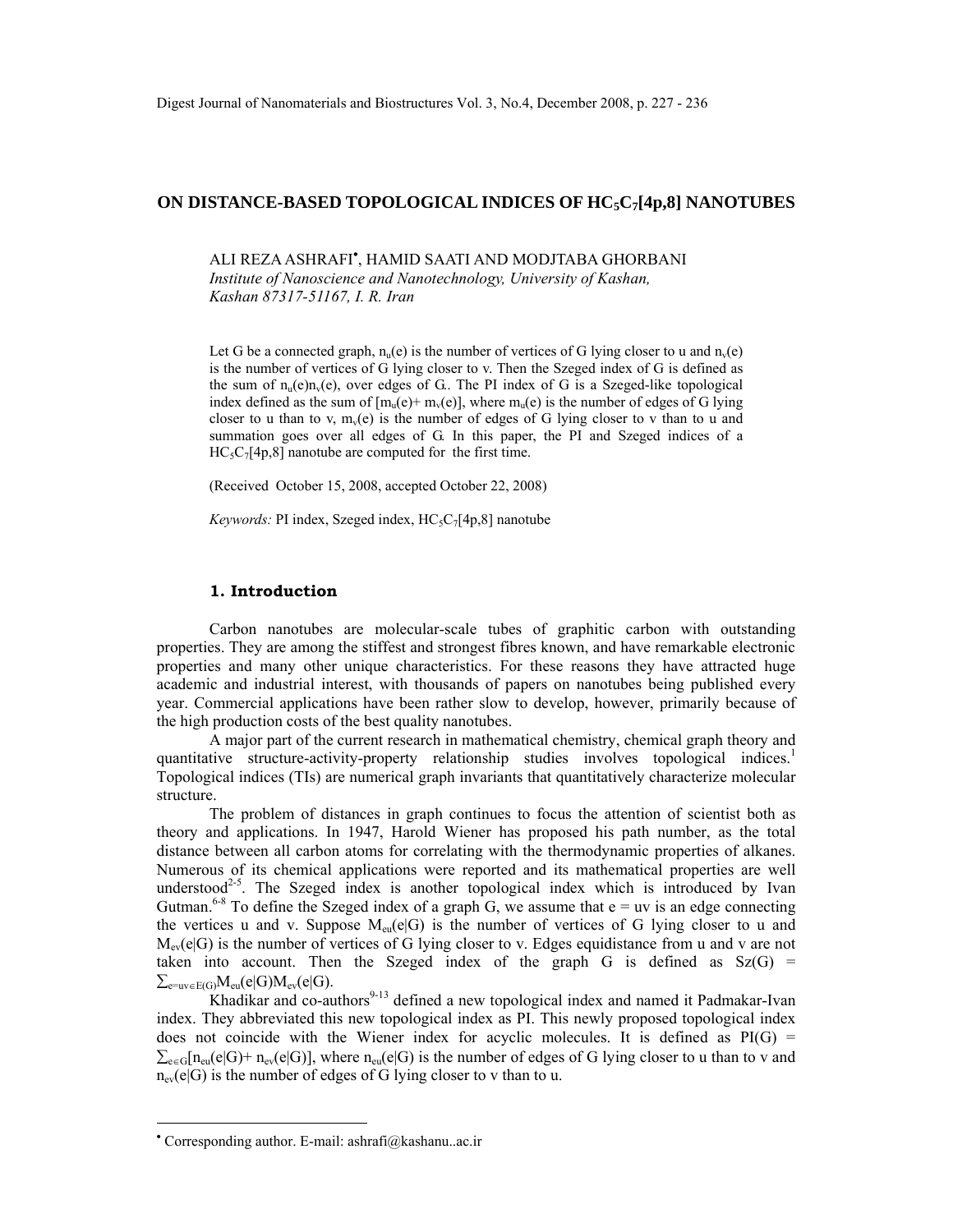# ON DISTANCE-BASED TOPOLOGICAL INDICES OF $HC_5C_7[4p,8]$ NANOTUBES

ALI REZA ASHRAFI[•], HAMID SAATI AND MODJTABA GHORBANI

*Institute of Nanoscience and Nanotechnology, University of Kashan, Kashan 87317-51167, I. R. Iran*

Let G be a connected graph, $n_u(e)$ is the number of vertices of G lying closer to u and $n_v(e)$ is the number of vertices of G lying closer to v. Then the Szeged index of G is defined as the sum of $n_u(e)n_v(e)$, over edges of G.. The PI index of G is a Szeged-like topological index defined as the sum of $[m_u(e)+ m_v(e)]$, where $m_u(e)$ is the number of edges of G lying closer to u than to v, $m_v(e)$ is the number of edges of G lying closer to v than to u and summation goes over all edges of G. In this paper, the PI and Szeged indices of a $HC_5C_7[4p,8]$ nanotube are computed for the first time.

(Received October 15, 2008, accepted October 22, 2008)

*Keywords:* PI index, Szeged index, $HC_5C_7[4p,8]$ nanotube

## 1. Introduction

Carbon nanotubes are molecular-scale tubes of graphitic carbon with outstanding properties. They are among the stiffest and strongest fibres known, and have remarkable electronic properties and many other unique characteristics. For these reasons they have attracted huge academic and industrial interest, with thousands of papers on nanotubes being published every year. Commercial applications have been rather slow to develop, however, primarily because of the high production costs of the best quality nanotubes.

A major part of the current research in mathematical chemistry, chemical graph theory and quantitative structure-activity-property relationship studies involves topological indices.[1] Topological indices (TIs) are numerical graph invariants that quantitatively characterize molecular structure.

The problem of distances in graph continues to focus the attention of scientist both as theory and applications. In 1947, Harold Wiener has proposed his path number, as the total distance between all carbon atoms for correlating with the thermodynamic properties of alkanes. Numerous of its chemical applications were reported and its mathematical properties are well understood[2-5]. The Szeged index is another topological index which is introduced by Ivan Gutman.[6-8] To define the Szeged index of a graph G, we assume that e = uv is an edge connecting the vertices u and v. Suppose $M_{eu}(e|G)$ is the number of vertices of G lying closer to u and $M_{ev}(e|G)$ is the number of vertices of G lying closer to v. Edges equidistance from u and v are not taken into account. Then the Szeged index of the graph G is defined as $Sz(G) = \sum_{e=uv\in E(G)}M_{eu}(e|G)M_{ev}(e|G)$.

Khadikar and co-authors[9-13] defined a new topological index and named it Padmakar-Ivan index. They abbreviated this new topological index as PI. This newly proposed topological index does not coincide with the Wiener index for acyclic molecules. It is defined as $PI(G) = \sum_{e\in G}[n_{eu}(e|G)+ n_{ev}(e|G)]$, where $n_{eu}(e|G)$ is the number of edges of G lying closer to u than v and $n_{ev}(e|G)$ is the number of edges of G lying closer to v than to u.

[•] Corresponding author. E-mail: ashrafi@kashanu..ac.ir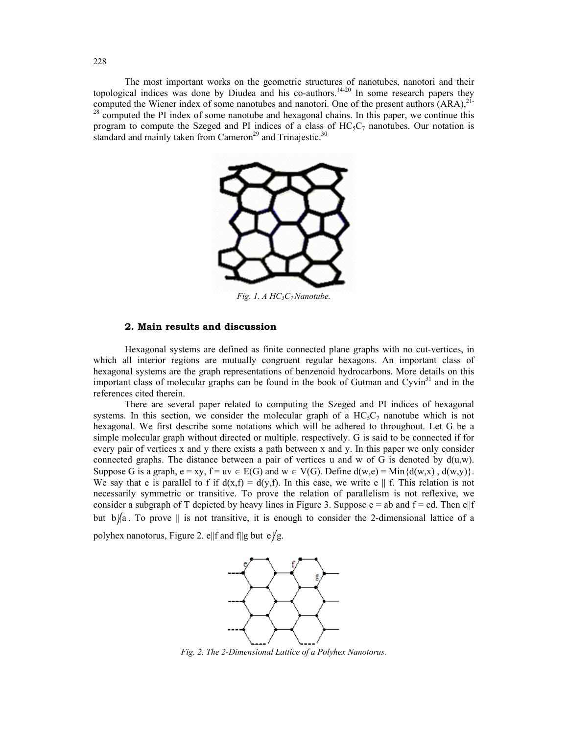The most important works on the geometric structures of nanotubes, nanotori and their topological indices was done by Diudea and his co-authors.[14-20] In some research papers they computed the Wiener index of some nanotubes and nanotori. One of the present authors (ARA),[21-28] computed the PI index of some nanotube and hexagonal chains. In this paper, we continue this program to compute the Szeged and PI indices of a class of $HC_5C_7$ nanotubes. Our notation is standard and mainly taken from Cameron[29] and Trinajestic.[30]

*Fig. 1. A $HC_5C_7$ Nanotube.*

## 2. Main results and discussion

Hexagonal systems are defined as finite connected plane graphs with no cut-vertices, in which all interior regions are mutually congruent regular hexagons. An important class of hexagonal systems are the graph representations of benzenoid hydrocarbons. More details on this important class of molecular graphs can be found in the book of Gutman and Cyvin[31] and in the references cited therein.

There are several paper related to computing the Szeged and PI indices of hexagonal systems. In this section, we consider the molecular graph of a $HC_5C_7$ nanotube which is not hexagonal. We first describe some notations which will be adhered to throughout. Let G be a simple molecular graph without directed or multiple. respectively. G is said to be connected if for every pair of vertices x and y there exists a path between x and y. In this paper we only consider connected graphs. The distance between a pair of vertices u and w of G is denoted by d(u,w). Suppose G is a graph, $e = xy$, $f = uv \in E(G)$ and $w \in V(G)$. Define $d(w,e) = \mathrm{Min}\{d(w,x), d(w,y)\}$. We say that e is parallel to f if $d(x,f) = d(y,f)$. In this case, we write $e \parallel f$. This relation is not necessarily symmetric or transitive. To prove the relation of parallelism is not reflexive, we consider a subgraph of T depicted by heavy lines in Figure 3. Suppose $e = ab$ and $f = cd$. Then $e \parallel f$ but $b \nparallel a$. To prove $\parallel$ is not transitive, it is enough to consider the 2-dimensional lattice of a polyhex nanotorus, Figure 2. $e \parallel f$ and $f \parallel g$ but $e \nparallel g$.

*Fig. 2. The 2-Dimensional Lattice of a Polyhex Nanotorus.*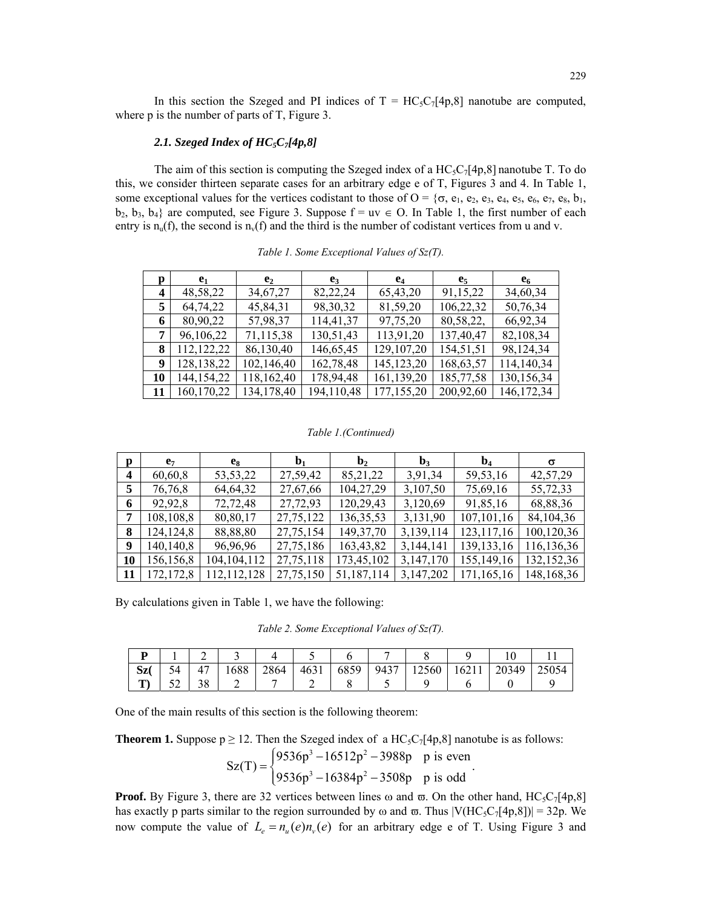In this section the Szeged and PI indices of T = $HC_5C_7[4p,8]$ nanotube are computed, where p is the number of parts of T, Figure 3.

### *2.1. Szeged Index of $HC_5C_7[4p,8]$*

The aim of this section is computing the Szeged index of a $HC_5C_7[4p,8]$ nanotube T. To do this, we consider thirteen separate cases for an arbitrary edge e of T, Figures 3 and 4. In Table 1, some exceptional values for the vertices codistant to those of O = {σ, $e_1$, $e_2$, $e_3$, $e_4$, $e_5$, $e_6$, $e_7$, $e_8$, $b_1$, $b_2$, $b_3$, $b_4$} are computed, see Figure 3. Suppose f = uv ∈ O. In Table 1, the first number of each entry is $n_u(f)$, the second is $n_v(f)$ and the third is the number of codistant vertices from u and v.

*Table 1. Some Exceptional Values of Sz(T).*

| p | $e_1$ | $e_2$ | $e_3$ | $e_4$ | $e_5$ | $e_6$ |
|---|---|---|---|---|---|---|
| 4 | 48,58,22 | 34,67,27 | 82,22,24 | 65,43,20 | 91,15,22 | 34,60,34 |
| 5 | 64,74,22 | 45,84,31 | 98,30,32 | 81,59,20 | 106,22,32 | 50,76,34 |
| 6 | 80,90,22 | 57,98,37 | 114,41,37 | 97,75,20 | 80,58,22, | 66,92,34 |
| 7 | 96,106,22 | 71,115,38 | 130,51,43 | 113,91,20 | 137,40,47 | 82,108,34 |
| 8 | 112,122,22 | 86,130,40 | 146,65,45 | 129,107,20 | 154,51,51 | 98,124,34 |
| 9 | 128,138,22 | 102,146,40 | 162,78,48 | 145,123,20 | 168,63,57 | 114,140,34 |
| 10 | 144,154,22 | 118,162,40 | 178,94,48 | 161,139,20 | 185,77,58 | 130,156,34 |
| 11 | 160,170,22 | 134,178,40 | 194,110,48 | 177,155,20 | 200,92,60 | 146,172,34 |

*Table 1.(Continued)*

| p | $e_7$ | $e_8$ | $b_1$ | $b_2$ | $b_3$ | $b_4$ | σ |
|---|---|---|---|---|---|---|---|
| 4 | 60,60,8 | 53,53,22 | 27,59,42 | 85,21,22 | 3,91,34 | 59,53,16 | 42,57,29 |
| 5 | 76,76,8 | 64,64,32 | 27,67,66 | 104,27,29 | 3,107,50 | 75,69,16 | 55,72,33 |
| 6 | 92,92,8 | 72,72,48 | 27,72,93 | 120,29,43 | 3,120,69 | 91,85,16 | 68,88,36 |
| 7 | 108,108,8 | 80,80,17 | 27,75,122 | 136,35,53 | 3,131,90 | 107,101,16 | 84,104,36 |
| 8 | 124,124,8 | 88,88,80 | 27,75,154 | 149,37,70 | 3,139,114 | 123,117,16 | 100,120,36 |
| 9 | 140,140,8 | 96,96,96 | 27,75,186 | 163,43,82 | 3,144,141 | 139,133,16 | 116,136,36 |
| 10 | 156,156,8 | 104,104,112 | 27,75,118 | 173,45,102 | 3,147,170 | 155,149,16 | 132,152,36 |
| 11 | 172,172,8 | 112,112,128 | 27,75,150 | 51,187,114 | 3,147,202 | 171,165,16 | 148,168,36 |

By calculations given in Table 1, we have the following:

*Table 2. Some Exceptional Values of Sz(T).*

| P | 1 | 2 | 3 | 4 | 5 | 6 | 7 | 8 | 9 | 10 | 11 |
|---|---|---|---|---|---|---|---|---|---|---|---|
| Sz(T) | 5452 | 4738 | 16882 | 28647 | 46312 | 68598 | 94375 | 125609 | 162116 | 203490 | 250549 |

One of the main results of this section is the following theorem:

**Theorem 1.** Suppose p ≥ 12. Then the Szeged index of a $HC_5C_7[4p,8]$ nanotube is as follows:

$$\mathrm{Sz(T)} = \begin{cases} 9536p^3 - 16512p^2 - 3988p & \text{p is even} \\ 9536p^3 - 16384p^2 - 3508p & \text{p is odd} \end{cases}.$$

**Proof.** By Figure 3, there are 32 vertices between lines ω and ϖ. On the other hand, $HC_5C_7[4p,8]$ has exactly p parts similar to the region surrounded by ω and ϖ. Thus $|V(HC_5C_7[4p,8])| = 32p$. We now compute the value of $L_e = n_u(e)n_v(e)$ for an arbitrary edge e of T. Using Figure 3 and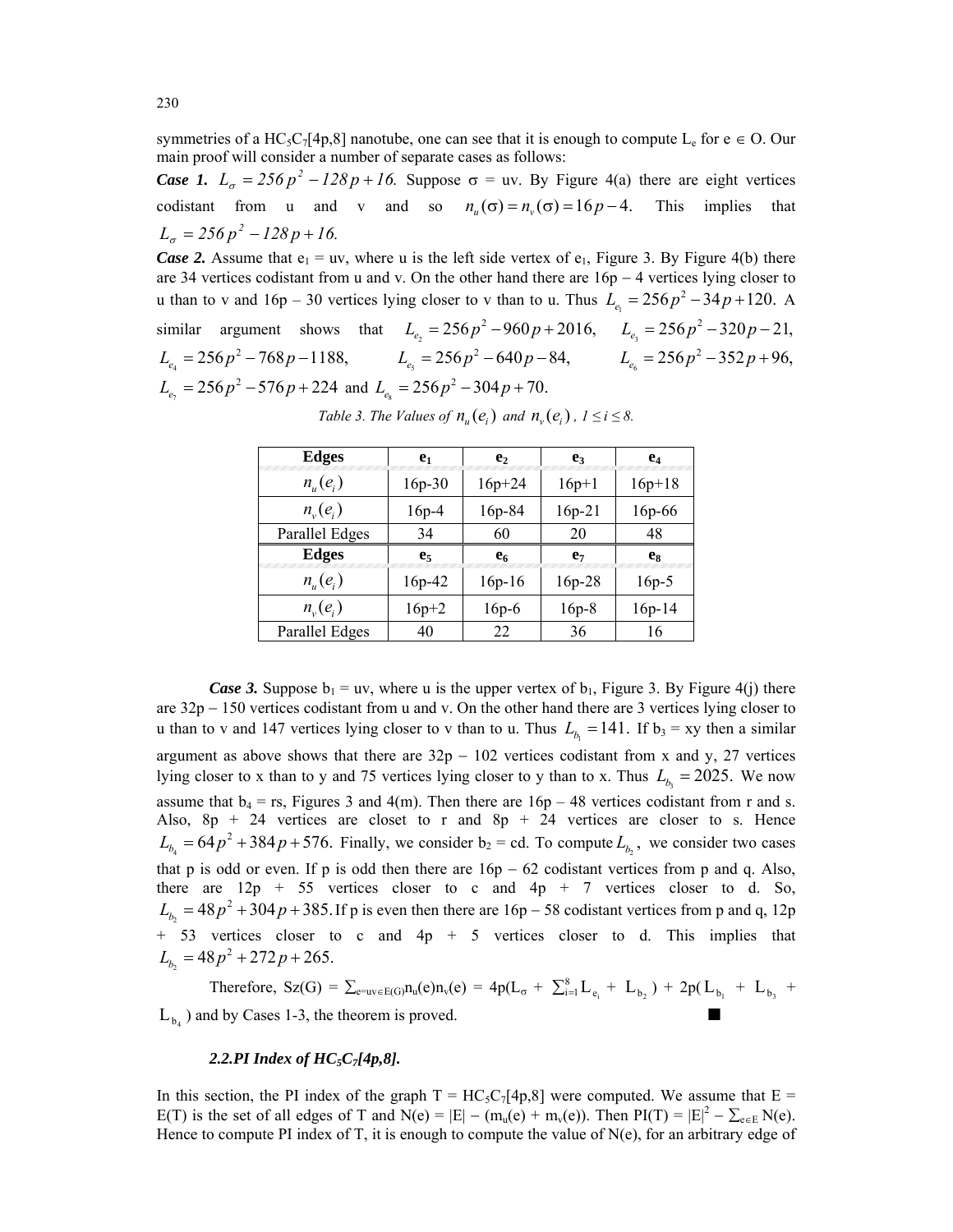symmetries of a $HC_5C_7[4p,8]$ nanotube, one can see that it is enough to compute $L_e$ for $e \in O$. Our main proof will consider a number of separate cases as follows:

***Case 1.*** $L_\sigma = 256p^2 - 128p + 16.$ Suppose σ = uv. By Figure 4(a) there are eight vertices codistant from u and v and so $n_u(\sigma) = n_v(\sigma) = 16p - 4.$ This implies that $L_\sigma = 256p^2 - 128p + 16.$

***Case 2.*** Assume that $e_1$ = uv, where u is the left side vertex of $e_1$, Figure 3. By Figure 4(b) there are 34 vertices codistant from u and v. On the other hand there are 16p − 4 vertices lying closer to u than to v and 16p – 30 vertices lying closer to v than to u. Thus $L_{e_1} = 256p^2 - 34p + 120.$ A similar argument shows that $L_{e_2} = 256p^2 - 960p + 2016,$ $L_{e_3} = 256p^2 - 320p - 21,$ $L_{e_4} = 256p^2 - 768p - 1188,$ $L_{e_5} = 256p^2 - 640p - 84,$ $L_{e_6} = 256p^2 - 352p + 96,$ $L_{e_7} = 256p^2 - 576p + 224$ and $L_{e_8} = 256p^2 - 304p + 70.$

*Table 3. The Values of $n_u(e_i)$ and $n_v(e_i)$, $1 \le i \le 8$.*

| Edges | $e_1$ | $e_2$ | $e_3$ | $e_4$ |
|---|---|---|---|---|
| $n_u(e_i)$ | 16p-30 | 16p+24 | 16p+1 | 16p+18 |
| $n_v(e_i)$ | 16p-4 | 16p-84 | 16p-21 | 16p-66 |
| Parallel Edges | 34 | 60 | 20 | 48 |
| **Edges** | $e_5$ | $e_6$ | $e_7$ | $e_8$ |
| $n_u(e_i)$ | 16p-42 | 16p-16 | 16p-28 | 16p-5 |
| $n_v(e_i)$ | 16p+2 | 16p-6 | 16p-8 | 16p-14 |
| Parallel Edges | 40 | 22 | 36 | 16 |

***Case 3.*** Suppose $b_1$ = uv, where u is the upper vertex of $b_1$, Figure 3. By Figure 4(j) there are 32p − 150 vertices codistant from u and v. On the other hand there are 3 vertices lying closer to u than to v and 147 vertices lying closer to v than to u. Thus $L_{b_1} = 141.$ If $b_3$ = xy then a similar argument as above shows that there are 32p − 102 vertices codistant from x and y, 27 vertices lying closer to x than to y and 75 vertices lying closer to y than to x. Thus $L_{b_3} = 2025.$ We now assume that $b_4$ = rs, Figures 3 and 4(m). Then there are 16p – 48 vertices codistant from r and s. Also, 8p + 24 vertices are closet to r and 8p + 24 vertices are closer to s. Hence $L_{b_4} = 64p^2 + 384p + 576.$ Finally, we consider $b_2$ = cd. To compute $L_{b_2}$, we consider two cases that p is odd or even. If p is odd then there are 16p − 62 codistant vertices from p and q. Also, there are 12p + 55 vertices closer to c and 4p + 7 vertices closer to d. So, $L_{b_2} = 48p^2 + 304p + 385.$ If p is even then there are 16p − 58 codistant vertices from p and q, 12p + 53 vertices closer to c and 4p + 5 vertices closer to d. This implies that $L_{b_2} = 48p^2 + 272p + 265.$

Therefore, $Sz(G) = \sum_{e=uv\in E(G)} n_u(e)n_v(e) = 4p(L_\sigma + \sum_{i=1}^{8} L_{e_i} + L_{b_2}) + 2p(L_{b_1} + L_{b_3} + L_{b_4})$ and by Cases 1-3, the theorem is proved. ■

### 2.2. PI Index of $HC_5C_7[4p,8]$.

In this section, the PI index of the graph T = $HC_5C_7[4p,8]$ were computed. We assume that E = E(T) is the set of all edges of T and $N(e) = |E| - (m_u(e) + m_v(e))$. Then $PI(T) = |E|^2 - \sum_{e\in E} N(e)$. Hence to compute PI index of T, it is enough to compute the value of N(e), for an arbitrary edge of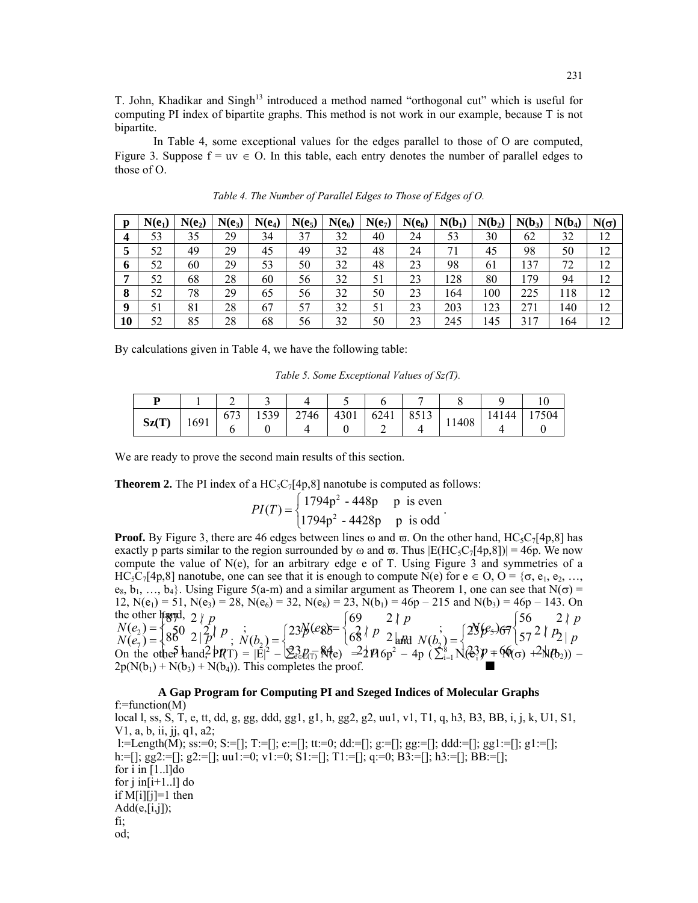T. John, Khadikar and Singh[13] introduced a method named "orthogonal cut" which is useful for computing PI index of bipartite graphs. This method is not work in our example, because T is not bipartite.

In Table 4, some exceptional values for the edges parallel to those of O are computed, Figure 3. Suppose $f = uv \in O$. In this table, each entry denotes the number of parallel edges to those of O.

*Table 4. The Number of Parallel Edges to Those of Edges of O.*

| p | $N(e_1)$ | $N(e_2)$ | $N(e_3)$ | $N(e_4)$ | $N(e_5)$ | $N(e_6)$ | $N(e_7)$ | $N(e_8)$ | $N(b_1)$ | $N(b_2)$ | $N(b_3)$ | $N(b_4)$ | $N(\sigma)$ |
|---|---|---|---|---|---|---|---|---|---|---|---|---|---|
| **4** | 53 | 35 | 29 | 34 | 37 | 32 | 40 | 24 | 53 | 30 | 62 | 32 | 12 |
| **5** | 52 | 49 | 29 | 45 | 49 | 32 | 48 | 24 | 71 | 45 | 98 | 50 | 12 |
| **6** | 52 | 60 | 29 | 53 | 50 | 32 | 48 | 23 | 98 | 61 | 137 | 72 | 12 |
| **7** | 52 | 68 | 28 | 60 | 56 | 32 | 51 | 23 | 128 | 80 | 179 | 94 | 12 |
| **8** | 52 | 78 | 29 | 65 | 56 | 32 | 50 | 23 | 164 | 100 | 225 | 118 | 12 |
| **9** | 51 | 81 | 28 | 67 | 57 | 32 | 51 | 23 | 203 | 123 | 271 | 140 | 12 |
| **10** | 52 | 85 | 28 | 68 | 56 | 32 | 50 | 23 | 245 | 145 | 317 | 164 | 12 |

By calculations given in Table 4, we have the following table:

*Table 5. Some Exceptional Values of Sz(T).*

| P | 1 | 2 | 3 | 4 | 5 | 6 | 7 | 8 | 9 | 10 |
|---|---|---|---|---|---|---|---|---|---|---|
| **Sz(T)** | 1691 | 6736 | 15390 | 27464 | 43010 | 62412 | 85134 | 11408 | 141444 | 175040 |

We are ready to prove the second main results of this section.

**Theorem 2.** The PI index of a $HC_5C_7[4p,8]$ nanotube is computed as follows:

$$PI(T) = \begin{cases} 1794p^2 - 448p & p \text{ is even} \\ 1794p^2 - 4428p & p \text{ is odd} \end{cases}.$$

**Proof.** By Figure 3, there are 46 edges between lines ω and ϖ. On the other hand, $HC_5C_7[4p,8]$ has exactly p parts similar to the region surrounded by ω and ϖ. Thus $|E(HC_5C_7[4p,8])| = 46p$. We now compute the value of N(e), for an arbitrary edge e of T. Using Figure 3 and symmetries of a $HC_5C_7[4p,8]$ nanotube, one can see that it is enough to compute N(e) for $e \in O$, $O = \{\sigma, e_1, e_2, \ldots, e_8, b_1, \ldots, b_4\}$. Using Figure 5(a-m) and a similar argument as Theorem 1, one can see that $N(\sigma) = 12$, $N(e_1) = 51$, $N(e_3) = 28$, $N(e_6) = 32$, $N(e_8) = 23$, $N(b_1) = 46p - 215$ and $N(b_3) = 46p - 143$. On the other hand,

$$N(e_2) = \begin{cases} 87 & 2 \nmid p \\ 86 & 2 \mid p \end{cases};\quad N(e_5) = \begin{cases} 69 & 2 \nmid p \\ 68 & 2 \mid p \end{cases};\quad N(e_5) = \begin{cases} 56 & 2 \nmid p \\ 57 & 2 \mid p \end{cases}$$

$$N(e_7) = \begin{cases} 50 & 2 \nmid p \\ 51 & 2 \mid p \end{cases};\quad N(b_2) = \begin{cases} 23p - 85 & 2 \nmid p \\ 23p - 84 & 2 \mid p \end{cases} \text{ and } N(b_2) = \begin{cases} 23p - 67 & 2 \nmid p \\ 23p - 66 & 2 \mid p \end{cases}$$

On the other hand, $PI(T) = |E|^2 - \sum_{e \in E(T)} N(e) = 2116p^2 - 4p\,(\sum_{i=1}^{8} N(e_i) + N(\sigma) + N(b_2)) - 2p(N(b_1) + N(b_3) + N(b_4))$. This completes the proof. ■

### A Gap Program for Computing PI and Szeged Indices of Molecular Graphs

```
f:=function(M)
local l, ss, S, T, e, tt, dd, g, gg, ddd, gg1, g1, h, gg2, g2, uu1, v1, T1, q, h3, B3, BB, i, j, k, U1, S1,
V1, a, b, ii, jj, q1, a2;
 l:=Length(M); ss:=0; S:=[]; T:=[]; e:=[]; tt:=0; dd:=[]; g:=[]; gg:=[]; ddd:=[]; gg1:=[]; g1:=[];
h:=[]; gg2:=[]; g2:=[]; uu1:=0; v1:=0; S1:=[]; T1:=[]; q:=0; B3:=[]; h3:=[]; BB:=[];
for i in [1..l]do
for j in[i+1..l] do
if M[i][j]=1 then
Add(e,[i,j]);
fi;
od;
```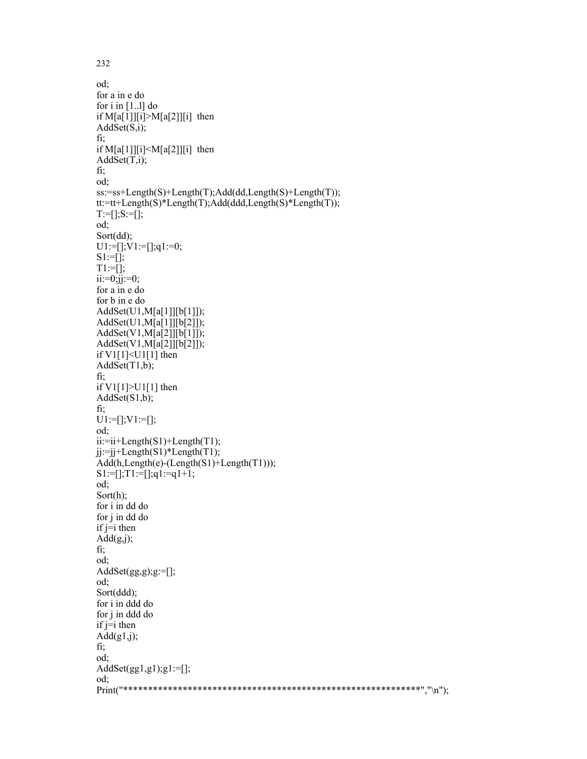```
od;
for a in e do
for i in [1..l] do
if M[a[1]][i]>M[a[2]][i]  then
AddSet(S,i);
fi;
if M[a[1]][i]<M[a[2]][i]  then
AddSet(T,i);
fi;
od;
ss:=ss+Length(S)+Length(T);Add(dd,Length(S)+Length(T));
tt:=tt+Length(S)*Length(T);Add(ddd,Length(S)*Length(T));
T:=[];S:=[];
od;
Sort(dd);
U1:=[];V1:=[];q1:=0;
S1:=[];
T1:=[];
ii:=0;jj:=0;
for a in e do
for b in e do
AddSet(U1,M[a[1]][b[1]]);
AddSet(U1,M[a[1]][b[2]]);
AddSet(V1,M[a[2]][b[1]]);
AddSet(V1,M[a[2]][b[2]]);
if V1[1]<U1[1] then
AddSet(T1,b);
fi;
if V1[1]>U1[1] then
AddSet(S1,b);
fi;
U1:=[];V1:=[];
od;
ii:=ii+Length(S1)+Length(T1);
jj:=jj+Length(S1)*Length(T1);
Add(h,Length(e)-(Length(S1)+Length(T1)));
S1:=[];T1:=[];q1:=q1+1;
od;
Sort(h);
for i in dd do
for j in dd do
if j=i then
Add(g,j);
fi;
od;
AddSet(gg,g);g:=[];
od;
Sort(ddd);
for i in ddd do
for j in ddd do
if j=i then
Add(g1,j);
fi;
od;
AddSet(gg1,g1);g1:=[];
od;
Print("************************************************************","\n");
```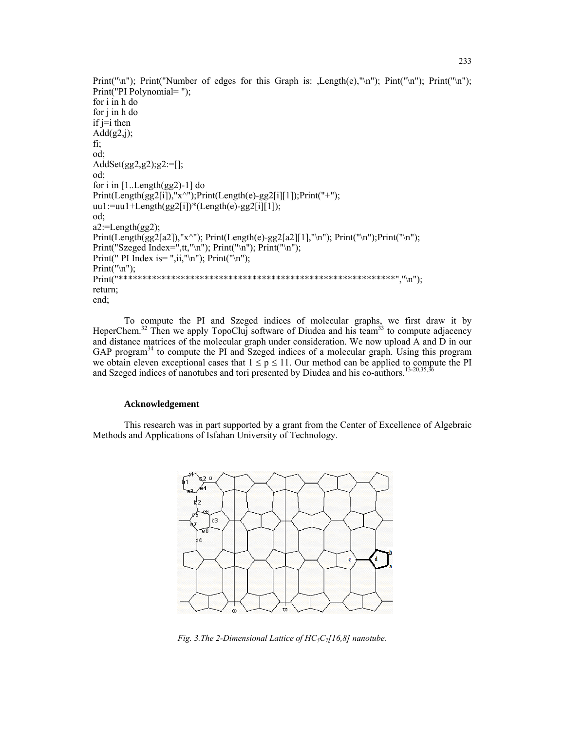```
Print("\n"); Print("Number of edges for this Graph is: ,Length(e),"\n"); Pint("\n"); Print("\n");
Print("PI Polynomial= ");
for i in h do
for j in h do
if j=i then
Add(g2,j);
fi;
od;
AddSet(gg2,g2);g2:=[];
od;
for i in [1..Length(gg2)-1] do
Print(Length(gg2[i]),"x^");Print(Length(e)-gg2[i][1]);Print("+");
uu1:=uu1+Length(gg2[i])*(Length(e)-gg2[i][1]);
od;
a2:=Length(gg2);
Print(Length(gg2[a2]),"x^"); Print(Length(e)-gg2[a2][1],"\n"); Print("\n");Print("\n");
Print("Szeged Index=",tt,"\n"); Print("\n"); Print("\n");
Print(" PI Index is= ",ii,"\n"); Print("\n");
Print("\n");
Print("**********************************************************","\n");
return;
end;
```

To compute the PI and Szeged indices of molecular graphs, we first draw it by HeperChem.[32] Then we apply TopoCluj software of Diudea and his team[33] to compute adjacency and distance matrices of the molecular graph under consideration. We now upload A and D in our GAP program[34] to compute the PI and Szeged indices of a molecular graph. Using this program we obtain eleven exceptional cases that $1 \le p \le 11$. Our method can be applied to compute the PI and Szeged indices of nanotubes and tori presented by Diudea and his co-authors.[13-20,35,36]

### Acknowledgement

This research was in part supported by a grant from the Center of Excellence of Algebraic Methods and Applications of Isfahan University of Technology.

*Fig. 3.The 2-Dimensional Lattice of $HC_5C_7[16,8]$ nanotube.*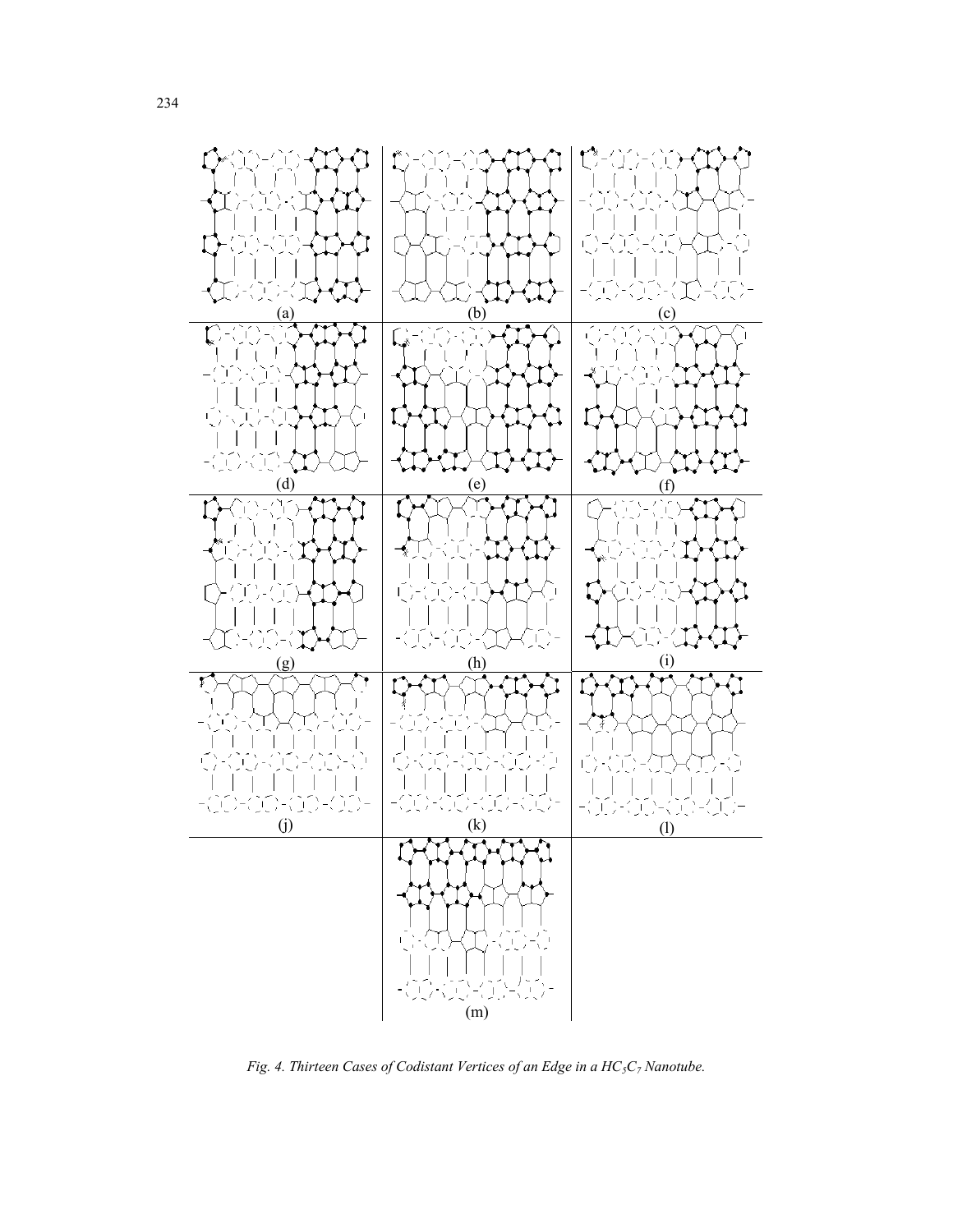(a) (b) (c)

(d) (e) (f)

(g) (h) (i)

(j) (k) (l)

(m)

*Fig. 4. Thirteen Cases of Codistant Vertices of an Edge in a $HC_5C_7$ Nanotube.*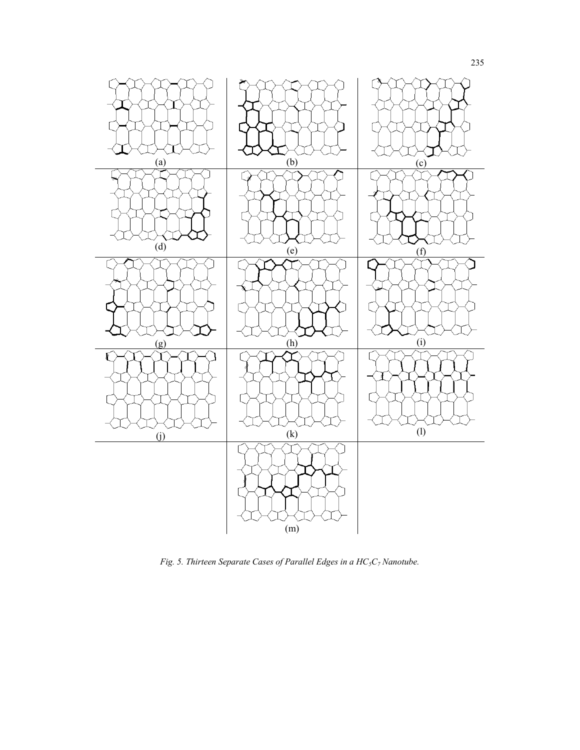(a)

(b)

(c)

(d)

(e)

(f)

(g)

(h)

(i)

(j)

(k)

(l)

(m)

*Fig. 5. Thirteen Separate Cases of Parallel Edges in a $HC_5C_7$ Nanotube.*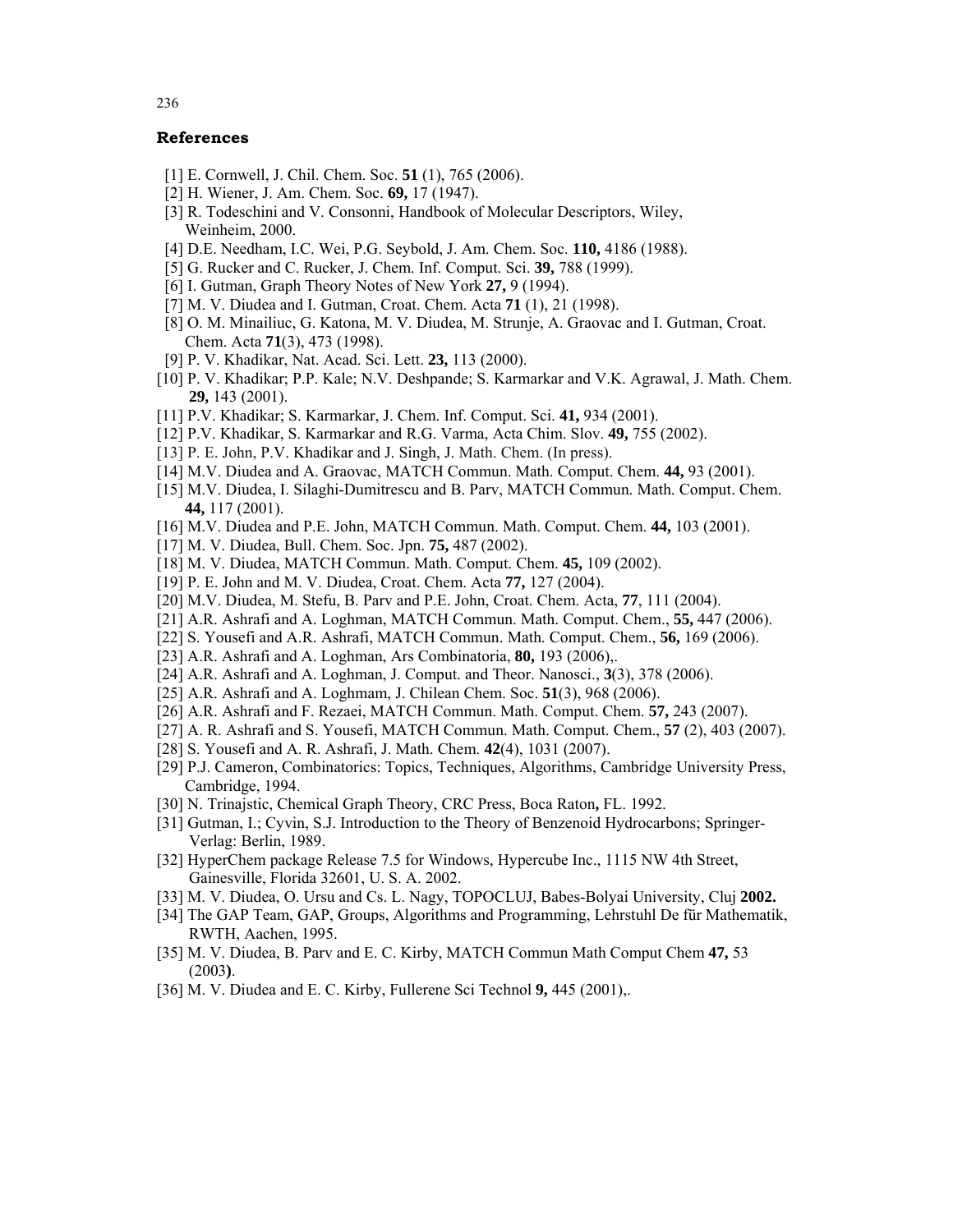## References

[1] E. Cornwell, J. Chil. Chem. Soc. **51** (1), 765 (2006).
[2] H. Wiener, J. Am. Chem. Soc. **69,** 17 (1947).
[3] R. Todeschini and V. Consonni, Handbook of Molecular Descriptors, Wiley, Weinheim, 2000.
[4] D.E. Needham, I.C. Wei, P.G. Seybold, J. Am. Chem. Soc. **110,** 4186 (1988).
[5] G. Rucker and C. Rucker, J. Chem. Inf. Comput. Sci. **39,** 788 (1999).
[6] I. Gutman, Graph Theory Notes of New York **27,** 9 (1994).
[7] M. V. Diudea and I. Gutman, Croat. Chem. Acta **71** (1), 21 (1998).
[8] O. M. Minailiuc, G. Katona, M. V. Diudea, M. Strunje, A. Graovac and I. Gutman, Croat. Chem. Acta **71**(3), 473 (1998).
[9] P. V. Khadikar, Nat. Acad. Sci. Lett. **23,** 113 (2000).
[10] P. V. Khadikar; P.P. Kale; N.V. Deshpande; S. Karmarkar and V.K. Agrawal, J. Math. Chem. **29,** 143 (2001).
[11] P.V. Khadikar; S. Karmarkar, J. Chem. Inf. Comput. Sci. **41,** 934 (2001).
[12] P.V. Khadikar, S. Karmarkar and R.G. Varma, Acta Chim. Slov. **49,** 755 (2002).
[13] P. E. John, P.V. Khadikar and J. Singh, J. Math. Chem. (In press).
[14] M.V. Diudea and A. Graovac, MATCH Commun. Math. Comput. Chem. **44,** 93 (2001).
[15] M.V. Diudea, I. Silaghi-Dumitrescu and B. Parv, MATCH Commun. Math. Comput. Chem. **44,** 117 (2001).
[16] M.V. Diudea and P.E. John, MATCH Commun. Math. Comput. Chem. **44,** 103 (2001).
[17] M. V. Diudea, Bull. Chem. Soc. Jpn. **75,** 487 (2002).
[18] M. V. Diudea, MATCH Commun. Math. Comput. Chem. **45,** 109 (2002).
[19] P. E. John and M. V. Diudea, Croat. Chem. Acta **77,** 127 (2004).
[20] M.V. Diudea, M. Stefu, B. Parv and P.E. John, Croat. Chem. Acta, **77**, 111 (2004).
[21] A.R. Ashrafi and A. Loghman, MATCH Commun. Math. Comput. Chem., **55,** 447 (2006).
[22] S. Yousefi and A.R. Ashrafi, MATCH Commun. Math. Comput. Chem., **56,** 169 (2006).
[23] A.R. Ashrafi and A. Loghman, Ars Combinatoria, **80,** 193 (2006),.
[24] A.R. Ashrafi and A. Loghman, J. Comput. and Theor. Nanosci., **3**(3), 378 (2006).
[25] A.R. Ashrafi and A. Loghmam, J. Chilean Chem. Soc. **51**(3), 968 (2006).
[26] A.R. Ashrafi and F. Rezaei, MATCH Commun. Math. Comput. Chem. **57,** 243 (2007).
[27] A. R. Ashrafi and S. Yousefi, MATCH Commun. Math. Comput. Chem., **57** (2), 403 (2007).
[28] S. Yousefi and A. R. Ashrafi, J. Math. Chem. **42**(4), 1031 (2007).
[29] P.J. Cameron, Combinatorics: Topics, Techniques, Algorithms, Cambridge University Press, Cambridge, 1994.
[30] N. Trinajstic, Chemical Graph Theory, CRC Press, Boca Raton**,** FL. 1992.
[31] Gutman, I.; Cyvin, S.J. Introduction to the Theory of Benzenoid Hydrocarbons; Springer-Verlag: Berlin, 1989.
[32] HyperChem package Release 7.5 for Windows, Hypercube Inc., 1115 NW 4th Street, Gainesville, Florida 32601, U. S. A. 2002.
[33] M. V. Diudea, O. Ursu and Cs. L. Nagy, TOPOCLUJ, Babes-Bolyai University, Cluj **2002.**
[34] The GAP Team, GAP, Groups, Algorithms and Programming, Lehrstuhl De für Mathematik, RWTH, Aachen, 1995.
[35] M. V. Diudea, B. Parv and E. C. Kirby, MATCH Commun Math Comput Chem **47,** 53 (2003**)**.
[36] M. V. Diudea and E. C. Kirby, Fullerene Sci Technol **9,** 445 (2001),.